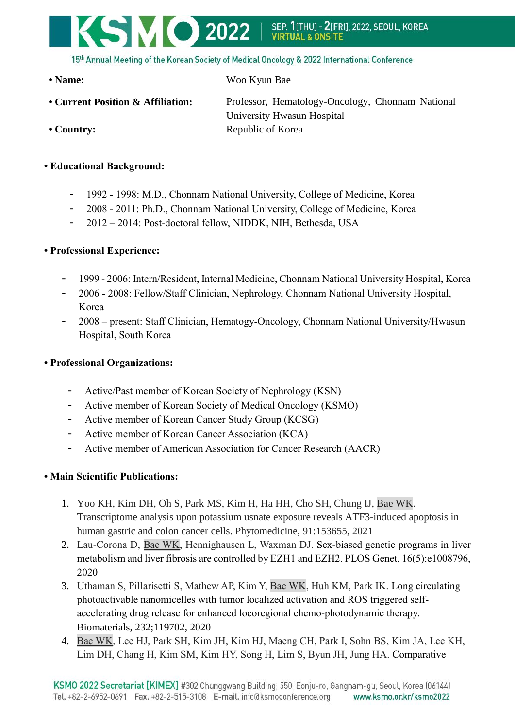- **Name:** Woo Kyun Bae
- **Current Position & Affiliation:** Professor, Hematology-Oncology, Chonnam National University Hwasun Hospital
- **Country:** Republic of Korea

---

**• Educational Background:**

- 1992 - 1998: M.D., Chonnam National University, College of Medicine, Korea
- 2008 - 2011: Ph.D., Chonnam National University, College of Medicine, Korea
- 2012 – 2014: Post-doctoral fellow, NIDDK, NIH, Bethesda, USA

**• Professional Experience:**

- 1999 - 2006: Intern/Resident, Internal Medicine, Chonnam National University Hospital, Korea
- 2006 - 2008: Fellow/Staff Clinician, Nephrology, Chonnam National University Hospital, Korea
- 2008 – present: Staff Clinician, Hematogy-Oncology, Chonnam National University/Hwasun Hospital, South Korea

**• Professional Organizations:**

- Active/Past member of Korean Society of Nephrology (KSN)
- Active member of Korean Society of Medical Oncology (KSMO)
- Active member of Korean Cancer Study Group (KCSG)
- Active member of Korean Cancer Association (KCA)
- Active member of American Association for Cancer Research (AACR)

**• Main Scientific Publications:**

1. Yoo KH, Kim DH, Oh S, Park MS, Kim H, Ha HH, Cho SH, Chung IJ, Bae WK. Transcriptome analysis upon potassium usnate exposure reveals ATF3-induced apoptosis in human gastric and colon cancer cells. Phytomedicine, 91:153655, 2021
2. Lau-Corona D, Bae WK, Hennighausen L, Waxman DJ. Sex-biased genetic programs in liver metabolism and liver fibrosis are controlled by EZH1 and EZH2. PLOS Genet, 16(5):e1008796, 2020
3. Uthaman S, Pillarisetti S, Mathew AP, Kim Y, Bae WK, Huh KM, Park IK. Long circulating photoactivable nanomicelles with tumor localized activation and ROS triggered self-accelerating drug release for enhanced locoregional chemo-photodynamic therapy. Biomaterials, 232;119702, 2020
4. Bae WK, Lee HJ, Park SH, Kim JH, Kim HJ, Maeng CH, Park I, Sohn BS, Kim JA, Lee KH, Lim DH, Chang H, Kim SM, Kim HY, Song H, Lim S, Byun JH, Jung HA. Comparative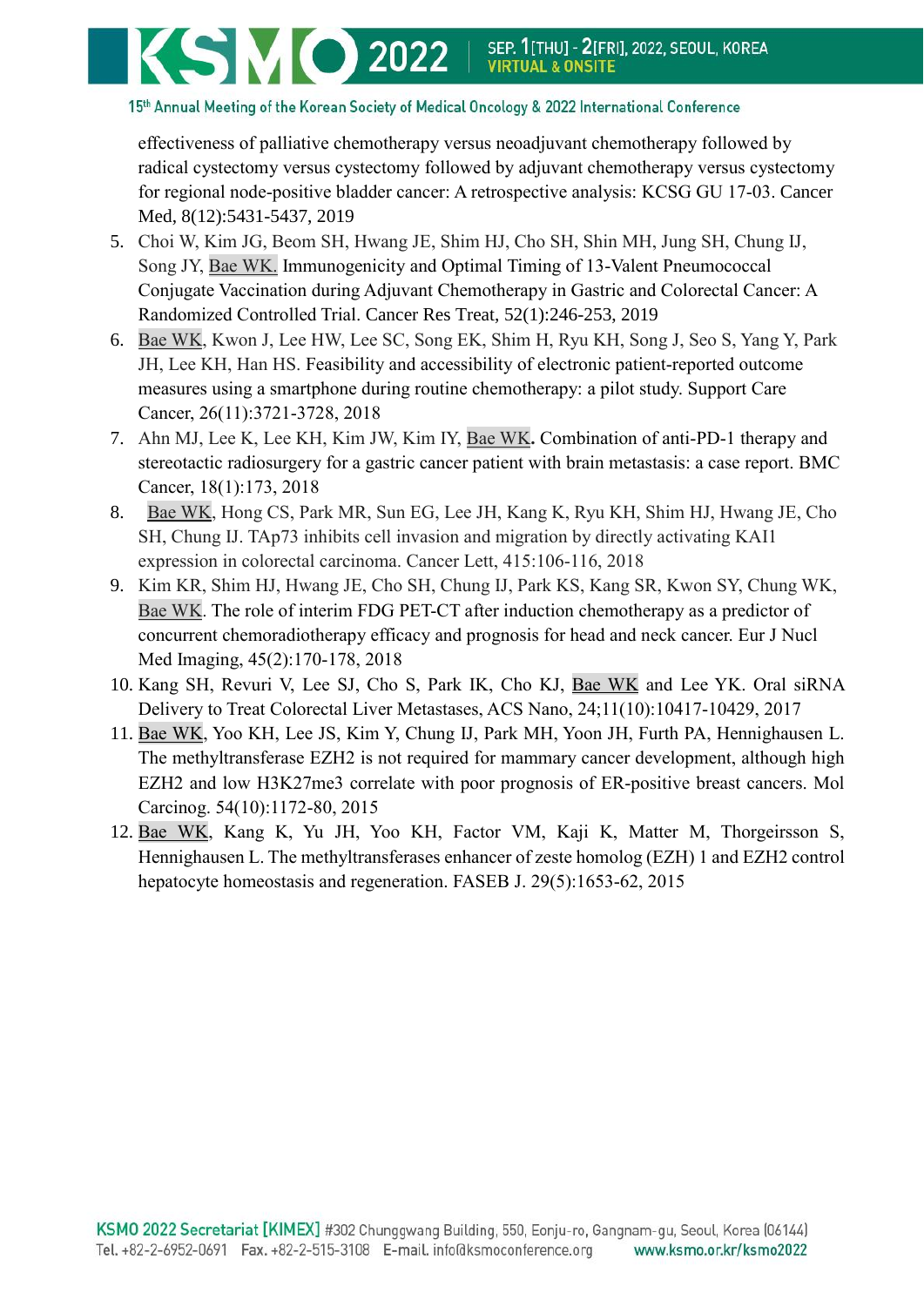effectiveness of palliative chemotherapy versus neoadjuvant chemotherapy followed by radical cystectomy versus cystectomy followed by adjuvant chemotherapy versus cystectomy for regional node-positive bladder cancer: A retrospective analysis: KCSG GU 17-03. Cancer Med, 8(12):5431-5437, 2019

5. Choi W, Kim JG, Beom SH, Hwang JE, Shim HJ, Cho SH, Shin MH, Jung SH, Chung IJ, Song JY, Bae WK. Immunogenicity and Optimal Timing of 13-Valent Pneumococcal Conjugate Vaccination during Adjuvant Chemotherapy in Gastric and Colorectal Cancer: A Randomized Controlled Trial. Cancer Res Treat, 52(1):246-253, 2019
6. Bae WK, Kwon J, Lee HW, Lee SC, Song EK, Shim H, Ryu KH, Song J, Seo S, Yang Y, Park JH, Lee KH, Han HS. Feasibility and accessibility of electronic patient-reported outcome measures using a smartphone during routine chemotherapy: a pilot study. Support Care Cancer, 26(11):3721-3728, 2018
7. Ahn MJ, Lee K, Lee KH, Kim JW, Kim IY, Bae WK**.** Combination of anti-PD-1 therapy and stereotactic radiosurgery for a gastric cancer patient with brain metastasis: a case report. BMC Cancer, 18(1):173, 2018
8. Bae WK, Hong CS, Park MR, Sun EG, Lee JH, Kang K, Ryu KH, Shim HJ, Hwang JE, Cho SH, Chung IJ. TAp73 inhibits cell invasion and migration by directly activating KAI1 expression in colorectal carcinoma. Cancer Lett, 415:106-116, 2018
9. Kim KR, Shim HJ, Hwang JE, Cho SH, Chung IJ, Park KS, Kang SR, Kwon SY, Chung WK, Bae WK. The role of interim FDG PET-CT after induction chemotherapy as a predictor of concurrent chemoradiotherapy efficacy and prognosis for head and neck cancer. Eur J Nucl Med Imaging, 45(2):170-178, 2018
10. Kang SH, Revuri V, Lee SJ, Cho S, Park IK, Cho KJ, Bae WK and Lee YK. Oral siRNA Delivery to Treat Colorectal Liver Metastases, ACS Nano, 24;11(10):10417-10429, 2017
11. Bae WK, Yoo KH, Lee JS, Kim Y, Chung IJ, Park MH, Yoon JH, Furth PA, Hennighausen L. The methyltransferase EZH2 is not required for mammary cancer development, although high EZH2 and low H3K27me3 correlate with poor prognosis of ER-positive breast cancers. Mol Carcinog. 54(10):1172-80, 2015
12. Bae WK, Kang K, Yu JH, Yoo KH, Factor VM, Kaji K, Matter M, Thorgeirsson S, Hennighausen L. The methyltransferases enhancer of zeste homolog (EZH) 1 and EZH2 control hepatocyte homeostasis and regeneration. FASEB J. 29(5):1653-62, 2015